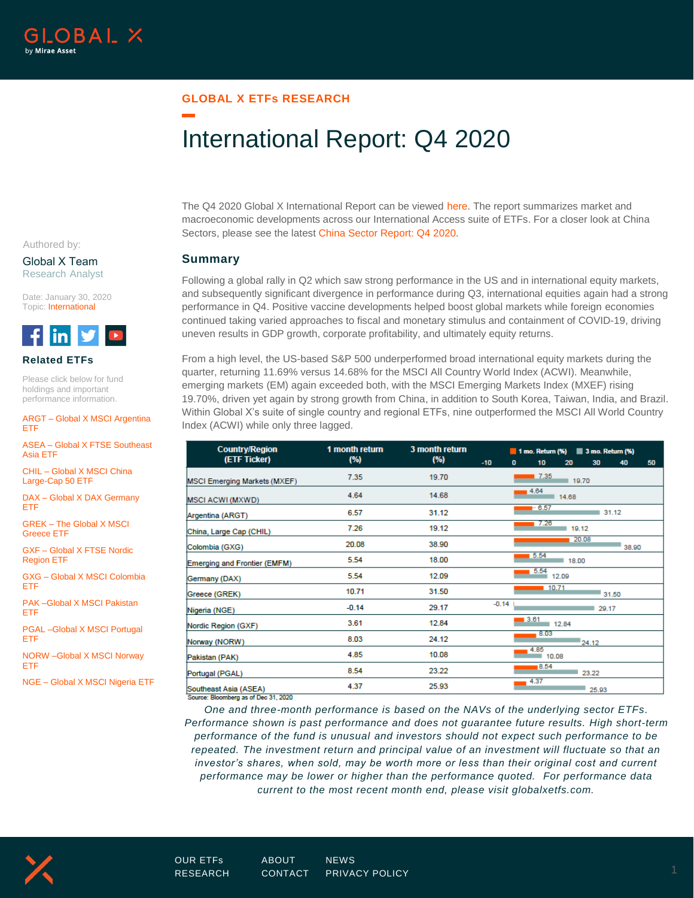GLOBAL X ETFs RESEARCH

# International Report: Q4 2020

Authored by:

Global X Team
Research Analyst

Date: January 30, 2020
Topic: International

## Related ETFs

Please click below for fund holdings and important performance information.

ARGT – Global X MSCI Argentina ETF

ASEA – Global X FTSE Southeast Asia ETF

CHIL – Global X MSCI China Large-Cap 50 ETF

DAX – Global X DAX Germany ETF

GREK – The Global X MSCI Greece ETF

GXF – Global X FTSE Nordic Region ETF

GXG – Global X MSCI Colombia ETF

PAK –Global X MSCI Pakistan ETF

PGAL –Global X MSCI Portugal ETF

NORW –Global X MSCI Norway ETF

NGE – Global X MSCI Nigeria ETF

The Q4 2020 Global X International Report can be viewed here. The report summarizes market and macroeconomic developments across our International Access suite of ETFs. For a closer look at China Sectors, please see the latest China Sector Report: Q4 2020.

## Summary

Following a global rally in Q2 which saw strong performance in the US and in international equity markets, and subsequently significant divergence in performance during Q3, international equities again had a strong performance in Q4. Positive vaccine developments helped boost global markets while foreign economies continued taking varied approaches to fiscal and monetary stimulus and containment of COVID-19, driving uneven results in GDP growth, corporate profitability, and ultimately equity returns.

From a high level, the US-based S&P 500 underperformed broad international equity markets during the quarter, returning 11.69% versus 14.68% for the MSCI All Country World Index (ACWI). Meanwhile, emerging markets (EM) again exceeded both, with the MSCI Emerging Markets Index (MXEF) rising 19.70%, driven yet again by strong growth from China, in addition to South Korea, Taiwan, India, and Brazil. Within Global X's suite of single country and regional ETFs, nine outperformed the MSCI All World Country Index (ACWI) while only three lagged.

| Country/Region (ETF Ticker) | 1 month return (%) | 3 month return (%) |
|---|---|---|
| MSCI Emerging Markets (MXEF) | 7.35 | 19.70 |
| MSCI ACWI (MXWD) | 4.64 | 14.68 |
| Argentina (ARGT) | 6.57 | 31.12 |
| China, Large Cap (CHIL) | 7.26 | 19.12 |
| Colombia (GXG) | 20.08 | 38.90 |
| Emerging and Frontier (EMFM) | 5.54 | 18.00 |
| Germany (DAX) | 5.54 | 12.09 |
| Greece (GREK) | 10.71 | 31.50 |
| Nigeria (NGE) | -0.14 | 29.17 |
| Nordic Region (GXF) | 3.61 | 12.84 |
| Norway (NORW) | 8.03 | 24.12 |
| Pakistan (PAK) | 4.85 | 10.08 |
| Portugal (PGAL) | 8.54 | 23.22 |
| Southeast Asia (ASEA) | 4.37 | 25.93 |

Source: Bloomberg as of Dec 31, 2020

*One and three-month performance is based on the NAVs of the underlying sector ETFs. Performance shown is past performance and does not guarantee future results. High short-term performance of the fund is unusual and investors should not expect such performance to be repeated. The investment return and principal value of an investment will fluctuate so that an investor's shares, when sold, may be worth more or less than their original cost and current performance may be lower or higher than the performance quoted. For performance data current to the most recent month end, please visit globalxetfs.com.*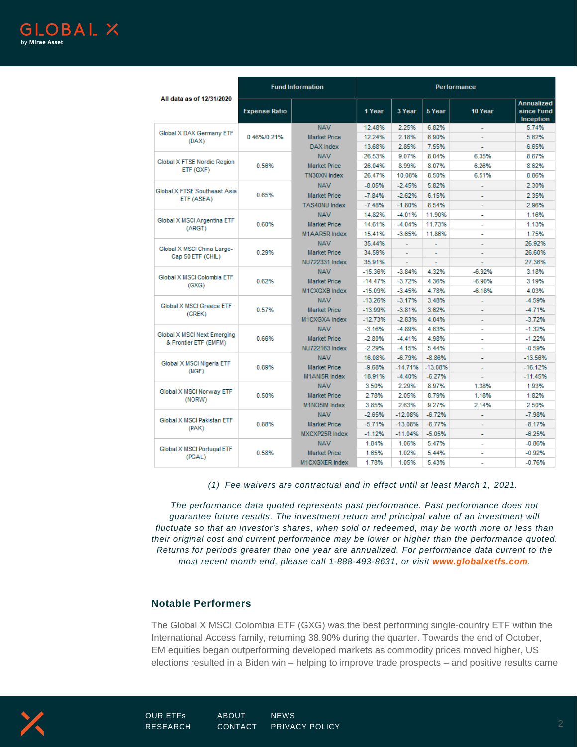| All data as of 12/31/2020 | Fund Information | | Performance | | | | |
|---|---|---|---|---|---|---|---|
| | Expense Ratio | | 1 Year | 3 Year | 5 Year | 10 Year | Annualized since Fund Inception |
| Global X DAX Germany ETF (DAX) | 0.46%/0.21% | NAV | 12.48% | 2.25% | 6.82% | - | 5.74% |
| | | Market Price | 12.24% | 2.18% | 6.90% | - | 5.62% |
| | | DAX Index | 13.68% | 2.85% | 7.55% | - | 6.65% |
| Global X FTSE Nordic Region ETF (GXF) | 0.56% | NAV | 26.53% | 9.07% | 8.04% | 6.35% | 8.67% |
| | | Market Price | 26.04% | 8.99% | 8.07% | 6.26% | 8.62% |
| | | TN30XN Index | 26.47% | 10.08% | 8.50% | 6.51% | 8.86% |
| Global X FTSE Southeast Asia ETF (ASEA) | 0.65% | NAV | -8.05% | -2.45% | 5.82% | - | 2.30% |
| | | Market Price | -7.84% | -2.62% | 6.15% | - | 2.35% |
| | | TAS40NU Index | -7.48% | -1.80% | 6.54% | - | 2.96% |
| Global X MSCI Argentina ETF (ARGT) | 0.60% | NAV | 14.82% | -4.01% | 11.90% | - | 1.16% |
| | | Market Price | 14.61% | -4.04% | 11.73% | - | 1.13% |
| | | M1AAR5R Index | 15.41% | -3.65% | 11.86% | - | 1.75% |
| Global X MSCI China Large-Cap 50 ETF (CHIL) | 0.29% | NAV | 35.44% | - | - | - | 26.92% |
| | | Market Price | 34.59% | - | - | - | 26.60% |
| | | NU722331 Index | 35.91% | - | - | - | 27.36% |
| Global X MSCI Colombia ETF (GXG) | 0.62% | NAV | -15.36% | -3.84% | 4.32% | -6.92% | 3.18% |
| | | Market Price | -14.47% | -3.72% | 4.36% | -6.90% | 3.19% |
| | | M1CXGXB Index | -15.09% | -3.45% | 4.78% | -6.18% | 4.03% |
| Global X MSCI Greece ETF (GREK) | 0.57% | NAV | -13.26% | -3.17% | 3.48% | - | -4.59% |
| | | Market Price | -13.99% | -3.81% | 3.62% | - | -4.71% |
| | | M1CXGXA Index | -12.73% | -2.83% | 4.04% | - | -3.72% |
| Global X MSCI Next Emerging & Frontier ETF (EMFM) | 0.66% | NAV | -3.16% | -4.89% | 4.63% | - | -1.32% |
| | | Market Price | -2.80% | -4.41% | 4.98% | - | -1.22% |
| | | NU722163 Index | -2.29% | -4.15% | 5.44% | - | -0.59% |
| Global X MSCI Nigeria ETF (NGE) | 0.89% | NAV | 16.08% | -6.79% | -8.86% | - | -13.56% |
| | | Market Price | -9.68% | -14.71% | -13.08% | - | -16.12% |
| | | M1ANI5R Index | 18.91% | -4.40% | -6.27% | - | -11.45% |
| Global X MSCI Norway ETF (NORW) | 0.50% | NAV | 3.50% | 2.29% | 8.97% | 1.38% | 1.93% |
| | | Market Price | 2.78% | 2.05% | 8.79% | 1.18% | 1.82% |
| | | M1NO5IM Index | 3.85% | 2.63% | 9.27% | 2.14% | 2.50% |
| Global X MSCI Pakistan ETF (PAK) | 0.88% | NAV | -2.65% | -12.08% | -6.72% | - | -7.98% |
| | | Market Price | -5.71% | -13.08% | -6.77% | - | -8.17% |
| | | MXCXP25R Index | -1.12% | -11.04% | -5.05% | - | -6.25% |
| Global X MSCI Portugal ETF (PGAL) | 0.58% | NAV | 1.84% | 1.06% | 5.47% | - | -0.86% |
| | | Market Price | 1.65% | 1.02% | 5.44% | - | -0.92% |
| | | M1CXGXER Index | 1.78% | 1.05% | 5.43% | - | -0.76% |

*(1) Fee waivers are contractual and in effect until at least March 1, 2021.*

*The performance data quoted represents past performance. Past performance does not guarantee future results. The investment return and principal value of an investment will fluctuate so that an investor's shares, when sold or redeemed, may be worth more or less than their original cost and current performance may be lower or higher than the performance quoted. Returns for periods greater than one year are annualized. For performance data current to the most recent month end, please call 1-888-493-8631, or visit* ***www.globalxetfs.com****.*

## Notable Performers

The Global X MSCI Colombia ETF (GXG) was the best performing single-country ETF within the International Access family, returning 38.90% during the quarter. Towards the end of October, EM equities began outperforming developed markets as commodity prices moved higher, US elections resulted in a Biden win – helping to improve trade prospects – and positive results came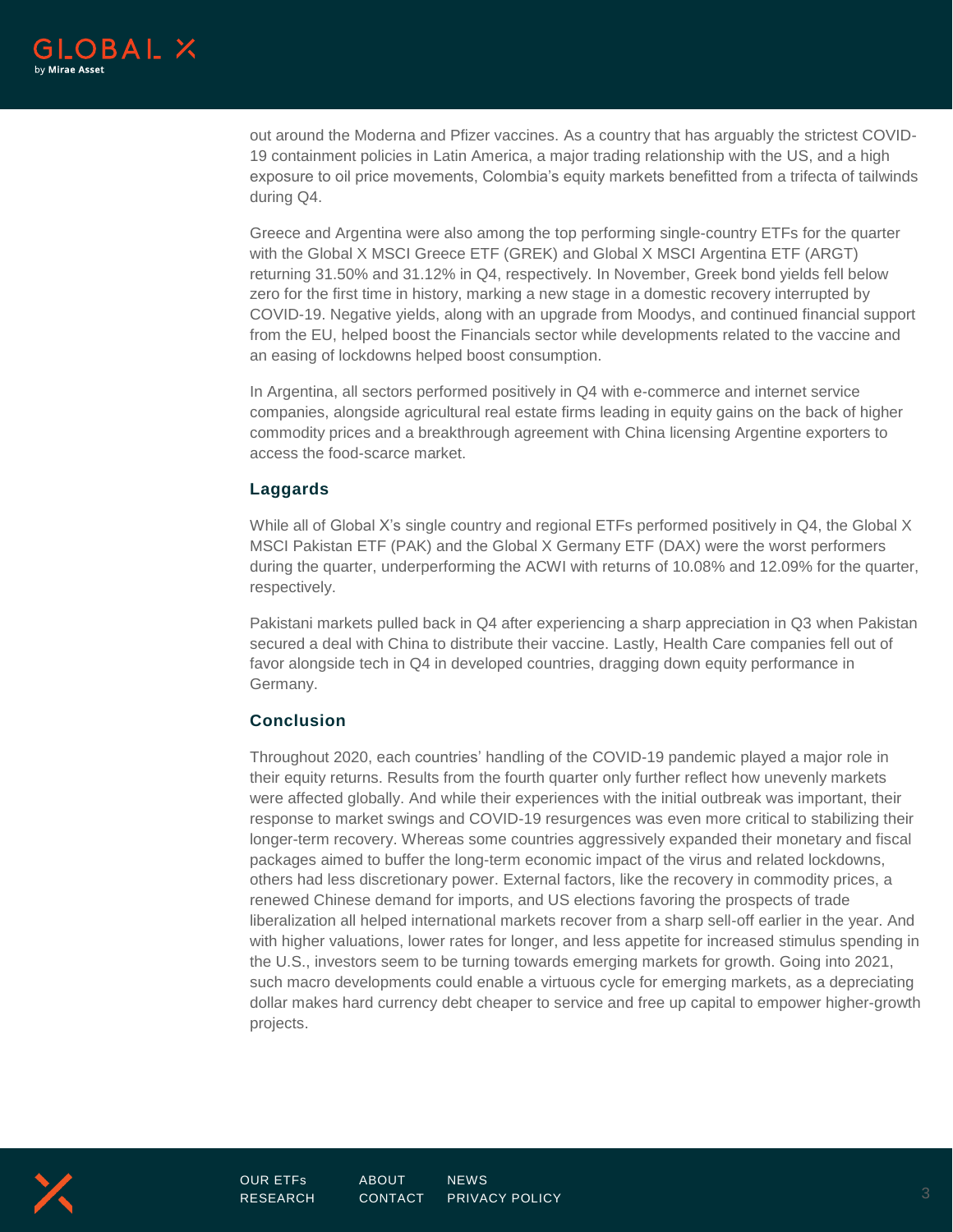out around the Moderna and Pfizer vaccines. As a country that has arguably the strictest COVID-19 containment policies in Latin America, a major trading relationship with the US, and a high exposure to oil price movements, Colombia's equity markets benefitted from a trifecta of tailwinds during Q4.

Greece and Argentina were also among the top performing single-country ETFs for the quarter with the Global X MSCI Greece ETF (GREK) and Global X MSCI Argentina ETF (ARGT) returning 31.50% and 31.12% in Q4, respectively. In November, Greek bond yields fell below zero for the first time in history, marking a new stage in a domestic recovery interrupted by COVID-19. Negative yields, along with an upgrade from Moodys, and continued financial support from the EU, helped boost the Financials sector while developments related to the vaccine and an easing of lockdowns helped boost consumption.

In Argentina, all sectors performed positively in Q4 with e-commerce and internet service companies, alongside agricultural real estate firms leading in equity gains on the back of higher commodity prices and a breakthrough agreement with China licensing Argentine exporters to access the food-scarce market.

### Laggards

While all of Global X's single country and regional ETFs performed positively in Q4, the Global X MSCI Pakistan ETF (PAK) and the Global X Germany ETF (DAX) were the worst performers during the quarter, underperforming the ACWI with returns of 10.08% and 12.09% for the quarter, respectively.

Pakistani markets pulled back in Q4 after experiencing a sharp appreciation in Q3 when Pakistan secured a deal with China to distribute their vaccine. Lastly, Health Care companies fell out of favor alongside tech in Q4 in developed countries, dragging down equity performance in Germany.

### Conclusion

Throughout 2020, each countries' handling of the COVID-19 pandemic played a major role in their equity returns. Results from the fourth quarter only further reflect how unevenly markets were affected globally. And while their experiences with the initial outbreak was important, their response to market swings and COVID-19 resurgences was even more critical to stabilizing their longer-term recovery. Whereas some countries aggressively expanded their monetary and fiscal packages aimed to buffer the long-term economic impact of the virus and related lockdowns, others had less discretionary power. External factors, like the recovery in commodity prices, a renewed Chinese demand for imports, and US elections favoring the prospects of trade liberalization all helped international markets recover from a sharp sell-off earlier in the year. And with higher valuations, lower rates for longer, and less appetite for increased stimulus spending in the U.S., investors seem to be turning towards emerging markets for growth. Going into 2021, such macro developments could enable a virtuous cycle for emerging markets, as a depreciating dollar makes hard currency debt cheaper to service and free up capital to empower higher-growth projects.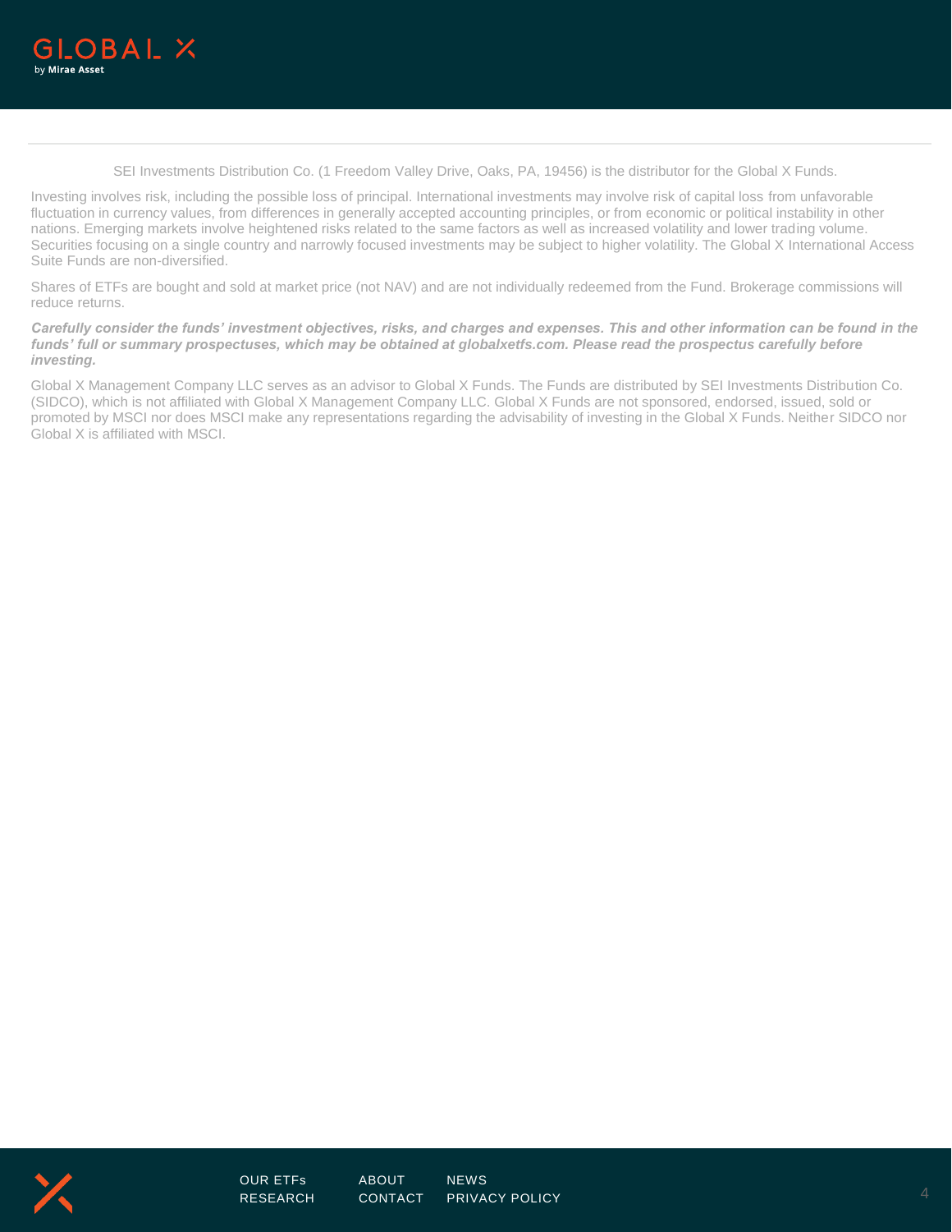SEI Investments Distribution Co. (1 Freedom Valley Drive, Oaks, PA, 19456) is the distributor for the Global X Funds.

Investing involves risk, including the possible loss of principal. International investments may involve risk of capital loss from unfavorable fluctuation in currency values, from differences in generally accepted accounting principles, or from economic or political instability in other nations. Emerging markets involve heightened risks related to the same factors as well as increased volatility and lower trading volume. Securities focusing on a single country and narrowly focused investments may be subject to higher volatility. The Global X International Access Suite Funds are non-diversified.

Shares of ETFs are bought and sold at market price (not NAV) and are not individually redeemed from the Fund. Brokerage commissions will reduce returns.

***Carefully consider the funds' investment objectives, risks, and charges and expenses. This and other information can be found in the funds' full or summary prospectuses, which may be obtained at globalxetfs.com. Please read the prospectus carefully before investing.***

Global X Management Company LLC serves as an advisor to Global X Funds. The Funds are distributed by SEI Investments Distribution Co. (SIDCO), which is not affiliated with Global X Management Company LLC. Global X Funds are not sponsored, endorsed, issued, sold or promoted by MSCI nor does MSCI make any representations regarding the advisability of investing in the Global X Funds. Neither SIDCO nor Global X is affiliated with MSCI.